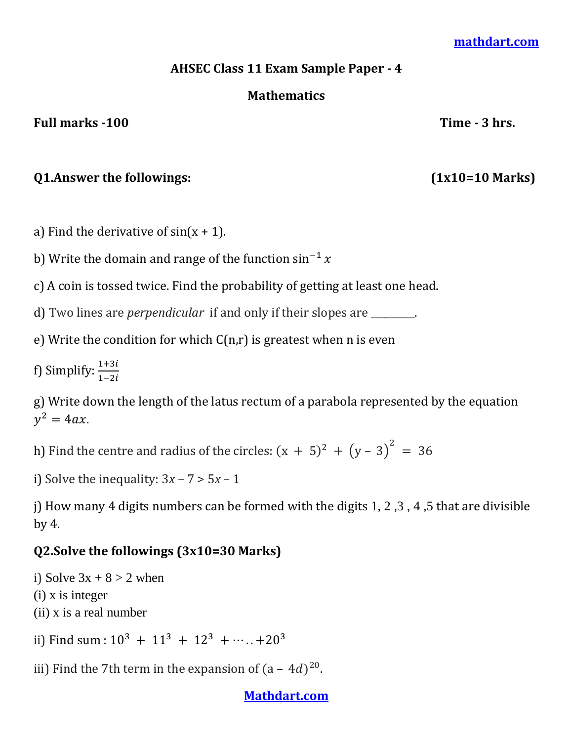# AHSEC Class 11 Exam Sample Paper - 4

## Mathematics

**Full marks -100** **Time - 3 hrs.**

**Q1.Answer the followings: (1x10=10 Marks)**

a) Find the derivative of sin(x + 1).

b) Write the domain and range of the function $\sin^{-1} x$

c) A coin is tossed twice. Find the probability of getting at least one head.

d) Two lines are *perpendicular* if and only if their slopes are ________.

e) Write the condition for which C(n,r) is greatest when n is even

f) Simplify: $\frac{1+3i}{1-2i}$

g) Write down the length of the latus rectum of a parabola represented by the equation $y^2 = 4ax$.

h) Find the centre and radius of the circles: $(x + 5)^2 + (y - 3)^2 = 36$

i) Solve the inequality: $3x - 7 > 5x - 1$

j) How many 4 digits numbers can be formed with the digits 1, 2 ,3 , 4 ,5 that are divisible by 4.

**Q2.Solve the followings (3x10=30 Marks)**

i) Solve 3x + 8 > 2 when
(i) x is integer
(ii) x is a real number

ii) Find sum : $10^3 + 11^3 + 12^3 + \cdots .. + 20^3$

iii) Find the 7th term in the expansion of $(a - 4d)^{20}$.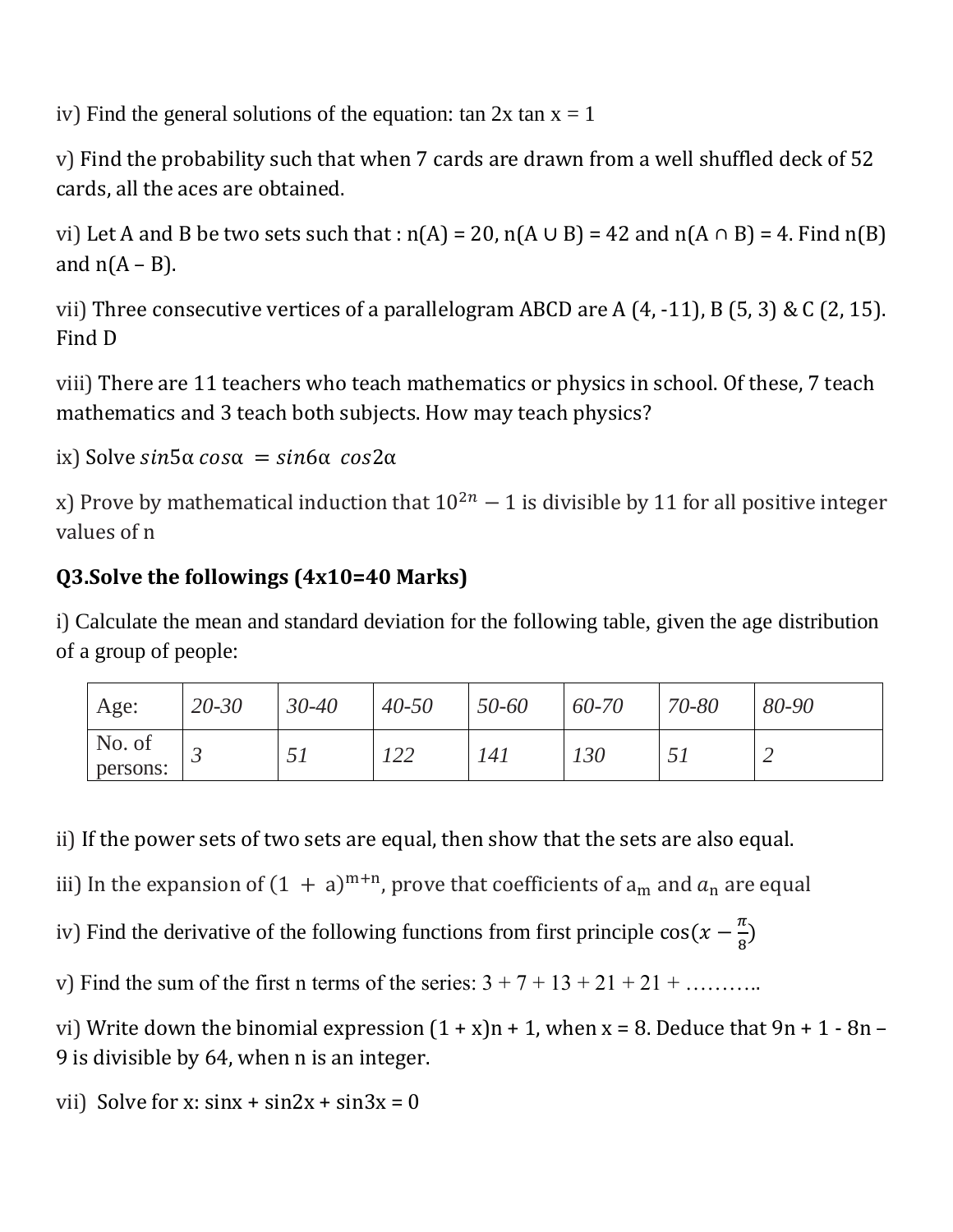iv) Find the general solutions of the equation: tan 2x tan x = 1

v) Find the probability such that when 7 cards are drawn from a well shuffled deck of 52 cards, all the aces are obtained.

vi) Let A and B be two sets such that : n(A) = 20, n(A ∪ B) = 42 and n(A ∩ B) = 4. Find n(B) and n(A – B).

vii) Three consecutive vertices of a parallelogram ABCD are A (4, -11), B (5, 3) & C (2, 15). Find D

viii) There are 11 teachers who teach mathematics or physics in school. Of these, 7 teach mathematics and 3 teach both subjects. How may teach physics?

ix) Solve $sin5\alpha\ cos\alpha\ = sin6\alpha\ \ cos2\alpha$

x) Prove by mathematical induction that $10^{2n} - 1$ is divisible by 11 for all positive integer values of n

**Q3.Solve the followings (4x10=40 Marks)**

i) Calculate the mean and standard deviation for the following table, given the age distribution of a group of people:

| Age: | 20-30 | 30-40 | 40-50 | 50-60 | 60-70 | 70-80 | 80-90 |
|---|---|---|---|---|---|---|---|
| No. of persons: | 3 | 51 | 122 | 141 | 130 | 51 | 2 |

ii) If the power sets of two sets are equal, then show that the sets are also equal.

iii) In the expansion of $(1 + a)^{m+n}$, prove that coefficients of $a_m$ and $a_n$ are equal

iv) Find the derivative of the following functions from first principle $\cos(x - \frac{\pi}{8})$

v) Find the sum of the first n terms of the series: 3 + 7 + 13 + 21 + 21 + ………..

vi) Write down the binomial expression (1 + x)n + 1, when x = 8. Deduce that 9n + 1 - 8n – 9 is divisible by 64, when n is an integer.

vii) Solve for x: sinx + sin2x + sin3x = 0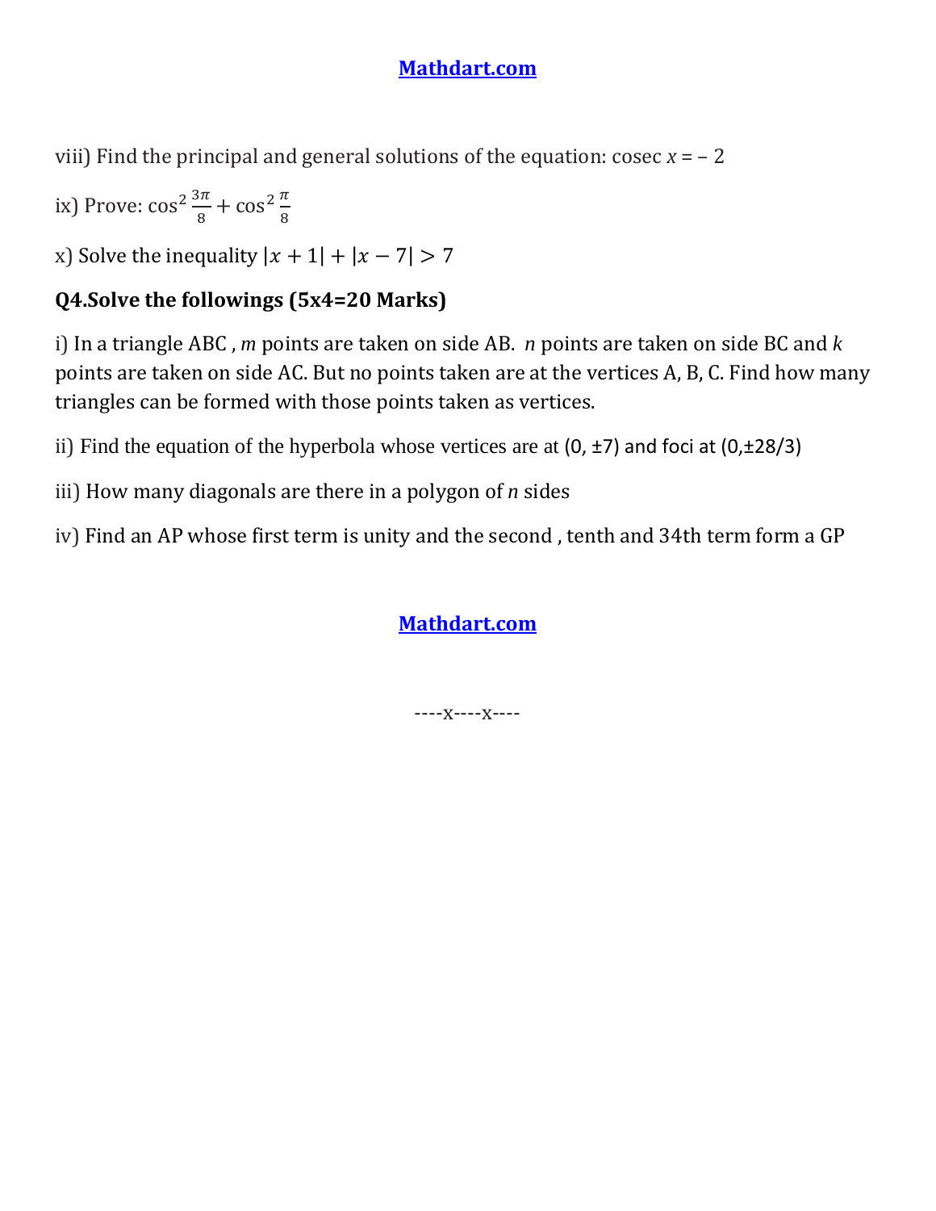viii) Find the principal and general solutions of the equation: cosec $x = -2$

ix) Prove: $\cos^2\frac{3\pi}{8} + \cos^2\frac{\pi}{8}$

x) Solve the inequality $|x+1| + |x-7| > 7$

**Q4.Solve the followings (5x4=20 Marks)**

i) In a triangle ABC , $m$ points are taken on side AB. $n$ points are taken on side BC and $k$ points are taken on side AC. But no points taken are at the vertices A, B, C. Find how many triangles can be formed with those points taken as vertices.

ii) Find the equation of the hyperbola whose vertices are at (0, ±7) and foci at (0,±28/3)

iii) How many diagonals are there in a polygon of $n$ sides

iv) Find an AP whose first term is unity and the second , tenth and 34th term form a GP

----x----x----